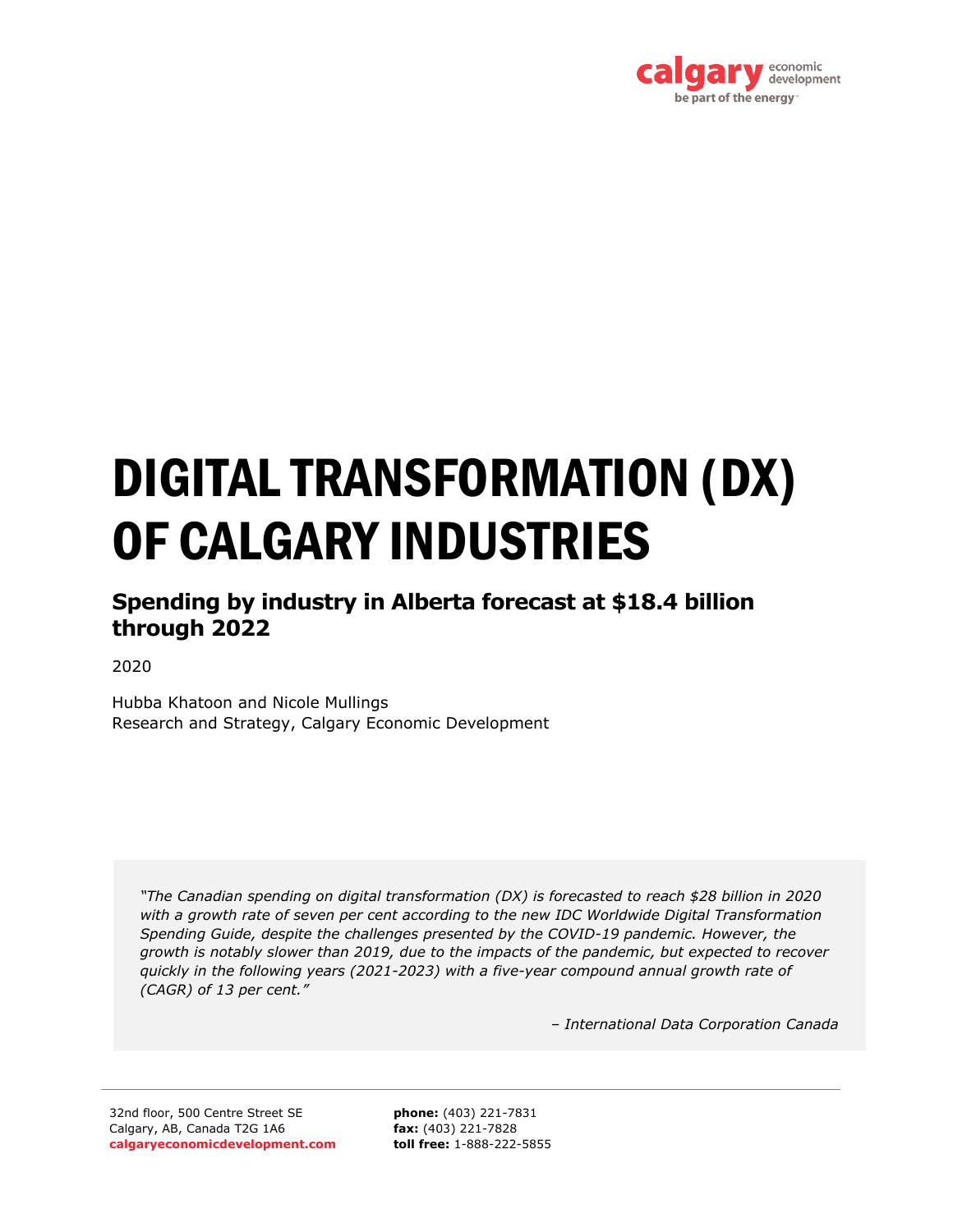# DIGITAL TRANSFORMATION (DX) OF CALGARY INDUSTRIES

## Spending by industry in Alberta forecast at $18.4 billion through 2022

2020

Hubba Khatoon and Nicole Mullings
Research and Strategy, Calgary Economic Development

> *"The Canadian spending on digital transformation (DX) is forecasted to reach $28 billion in 2020 with a growth rate of seven per cent according to the new IDC Worldwide Digital Transformation Spending Guide, despite the challenges presented by the COVID-19 pandemic. However, the growth is notably slower than 2019, due to the impacts of the pandemic, but expected to recover quickly in the following years (2021-2023) with a five-year compound annual growth rate of (CAGR) of 13 per cent."*
>
> *– International Data Corporation Canada*

32nd floor, 500 Centre Street SE
Calgary, AB, Canada T2G 1A6
**calgaryeconomicdevelopment.com**

**phone:** (403) 221-7831
**fax:** (403) 221-7828
**toll free:** 1-888-222-5855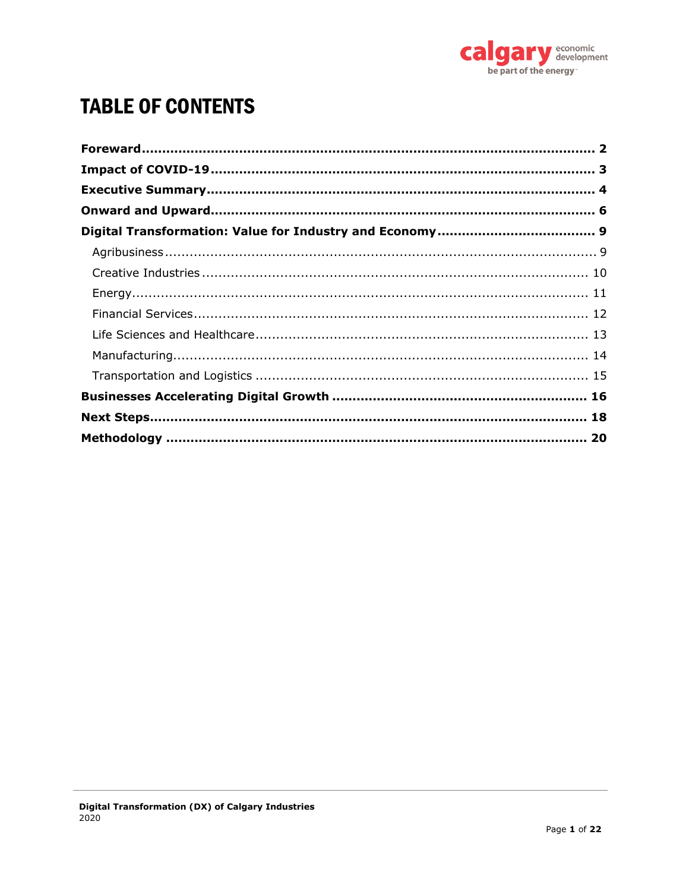# TABLE OF CONTENTS

**Foreward** ........ **2**

**Impact of COVID-19** ........ **3**

**Executive Summary** ........ **4**

**Onward and Upward** ........ **6**

**Digital Transformation: Value for Industry and Economy** ........ **9**

- Agribusiness ........ 9
- Creative Industries ........ 10
- Energy ........ 11
- Financial Services ........ 12
- Life Sciences and Healthcare ........ 13
- Manufacturing ........ 14
- Transportation and Logistics ........ 15

**Businesses Accelerating Digital Growth** ........ **16**

**Next Steps** ........ **18**

**Methodology** ........ **20**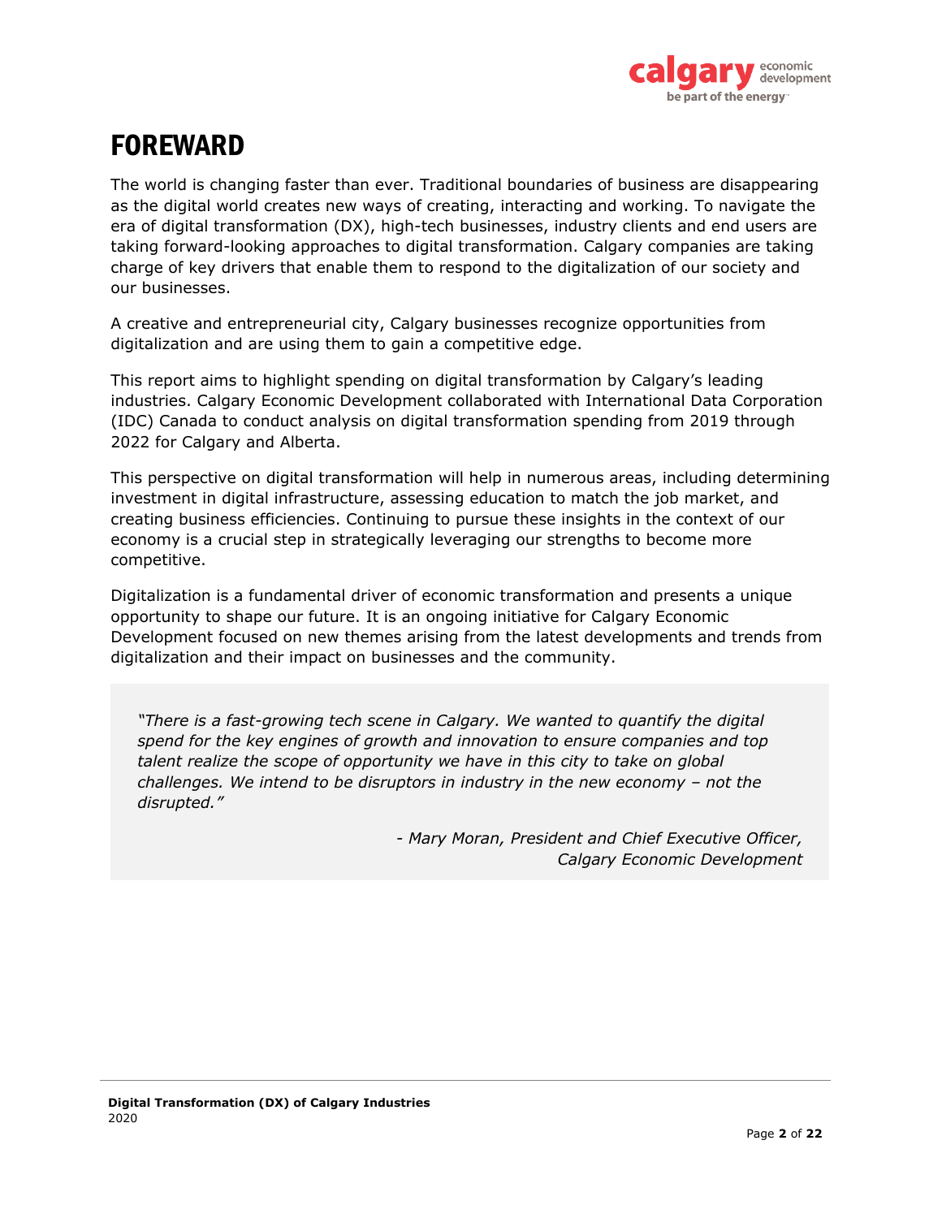# FOREWARD

The world is changing faster than ever. Traditional boundaries of business are disappearing as the digital world creates new ways of creating, interacting and working. To navigate the era of digital transformation (DX), high-tech businesses, industry clients and end users are taking forward-looking approaches to digital transformation. Calgary companies are taking charge of key drivers that enable them to respond to the digitalization of our society and our businesses.

A creative and entrepreneurial city, Calgary businesses recognize opportunities from digitalization and are using them to gain a competitive edge.

This report aims to highlight spending on digital transformation by Calgary's leading industries. Calgary Economic Development collaborated with International Data Corporation (IDC) Canada to conduct analysis on digital transformation spending from 2019 through 2022 for Calgary and Alberta.

This perspective on digital transformation will help in numerous areas, including determining investment in digital infrastructure, assessing education to match the job market, and creating business efficiencies. Continuing to pursue these insights in the context of our economy is a crucial step in strategically leveraging our strengths to become more competitive.

Digitalization is a fundamental driver of economic transformation and presents a unique opportunity to shape our future. It is an ongoing initiative for Calgary Economic Development focused on new themes arising from the latest developments and trends from digitalization and their impact on businesses and the community.

> *"There is a fast-growing tech scene in Calgary. We wanted to quantify the digital spend for the key engines of growth and innovation to ensure companies and top talent realize the scope of opportunity we have in this city to take on global challenges. We intend to be disruptors in industry in the new economy – not the disrupted."*
>
> *- Mary Moran, President and Chief Executive Officer, Calgary Economic Development*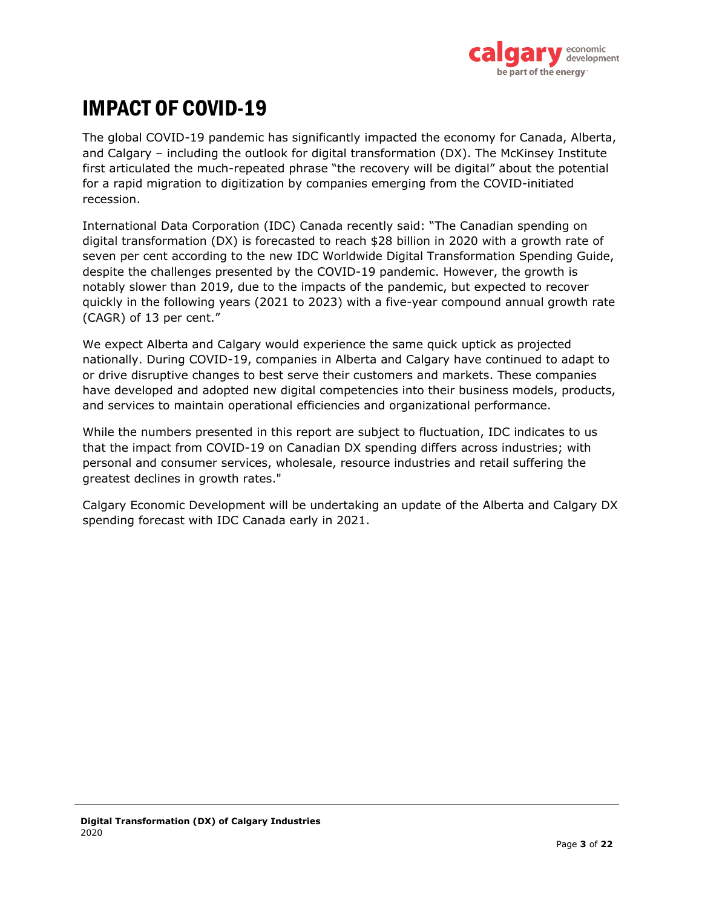# IMPACT OF COVID-19

The global COVID-19 pandemic has significantly impacted the economy for Canada, Alberta, and Calgary – including the outlook for digital transformation (DX). The McKinsey Institute first articulated the much-repeated phrase "the recovery will be digital" about the potential for a rapid migration to digitization by companies emerging from the COVID-initiated recession.

International Data Corporation (IDC) Canada recently said: "The Canadian spending on digital transformation (DX) is forecasted to reach $28 billion in 2020 with a growth rate of seven per cent according to the new IDC Worldwide Digital Transformation Spending Guide, despite the challenges presented by the COVID-19 pandemic. However, the growth is notably slower than 2019, due to the impacts of the pandemic, but expected to recover quickly in the following years (2021 to 2023) with a five-year compound annual growth rate (CAGR) of 13 per cent."

We expect Alberta and Calgary would experience the same quick uptick as projected nationally. During COVID-19, companies in Alberta and Calgary have continued to adapt to or drive disruptive changes to best serve their customers and markets. These companies have developed and adopted new digital competencies into their business models, products, and services to maintain operational efficiencies and organizational performance.

While the numbers presented in this report are subject to fluctuation, IDC indicates to us that the impact from COVID-19 on Canadian DX spending differs across industries; with personal and consumer services, wholesale, resource industries and retail suffering the greatest declines in growth rates."

Calgary Economic Development will be undertaking an update of the Alberta and Calgary DX spending forecast with IDC Canada early in 2021.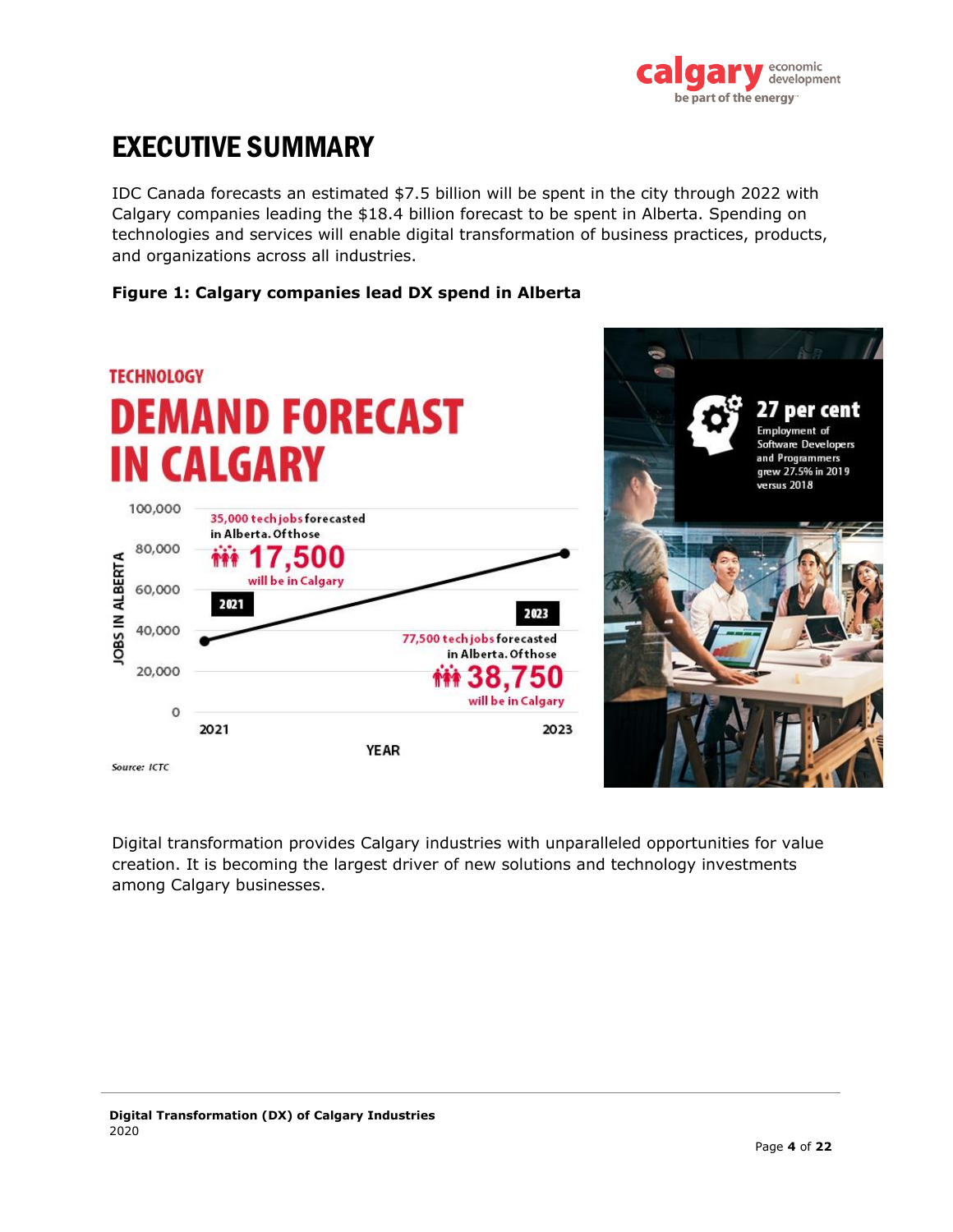# EXECUTIVE SUMMARY

IDC Canada forecasts an estimated $7.5 billion will be spent in the city through 2022 with Calgary companies leading the $18.4 billion forecast to be spent in Alberta. Spending on technologies and services will enable digital transformation of business practices, products, and organizations across all industries.

**Figure 1: Calgary companies lead DX spend in Alberta**

TECHNOLOGY

**DEMAND FORECAST IN CALGARY**

35,000 tech jobs forecasted in Alberta. Of those 17,500 will be in Calgary

77,500 tech jobs forecasted in Alberta. Of those 38,750 will be in Calgary

Source: ICTC

**27 per cent**

Employment of Software Developers and Programmers grew 27.5% in 2019 versus 2018

Digital transformation provides Calgary industries with unparalleled opportunities for value creation. It is becoming the largest driver of new solutions and technology investments among Calgary businesses.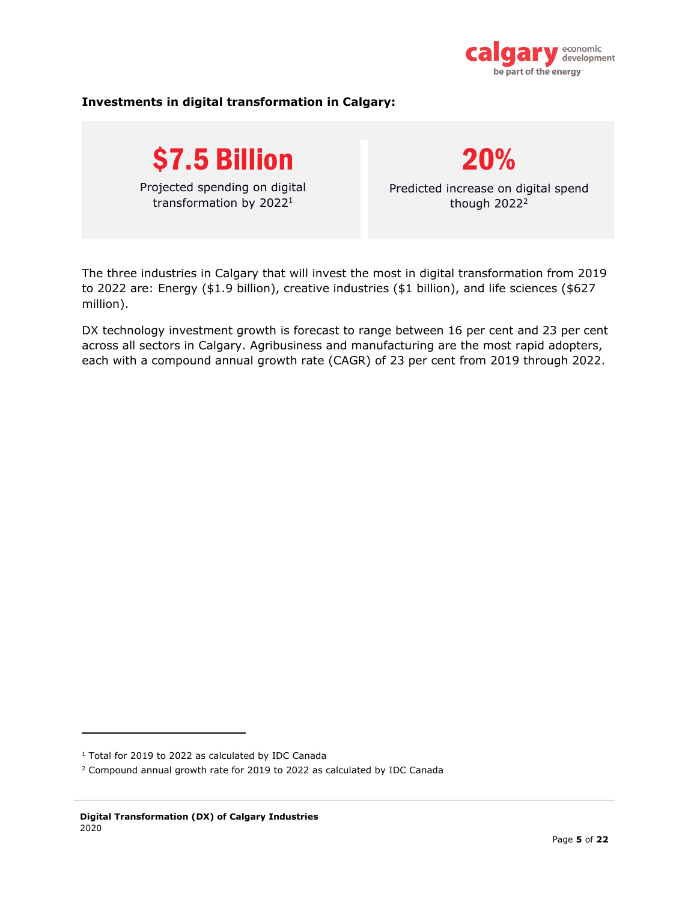**Investments in digital transformation in Calgary:**

**$7.5 Billion**

Projected spending on digital transformation by 2022[1]

**20%**

Predicted increase on digital spend though 2022[2]

The three industries in Calgary that will invest the most in digital transformation from 2019 to 2022 are: Energy ($1.9 billion), creative industries ($1 billion), and life sciences ($627 million).

DX technology investment growth is forecast to range between 16 per cent and 23 per cent across all sectors in Calgary. Agribusiness and manufacturing are the most rapid adopters, each with a compound annual growth rate (CAGR) of 23 per cent from 2019 through 2022.

---

[1] Total for 2019 to 2022 as calculated by IDC Canada

[2] Compound annual growth rate for 2019 to 2022 as calculated by IDC Canada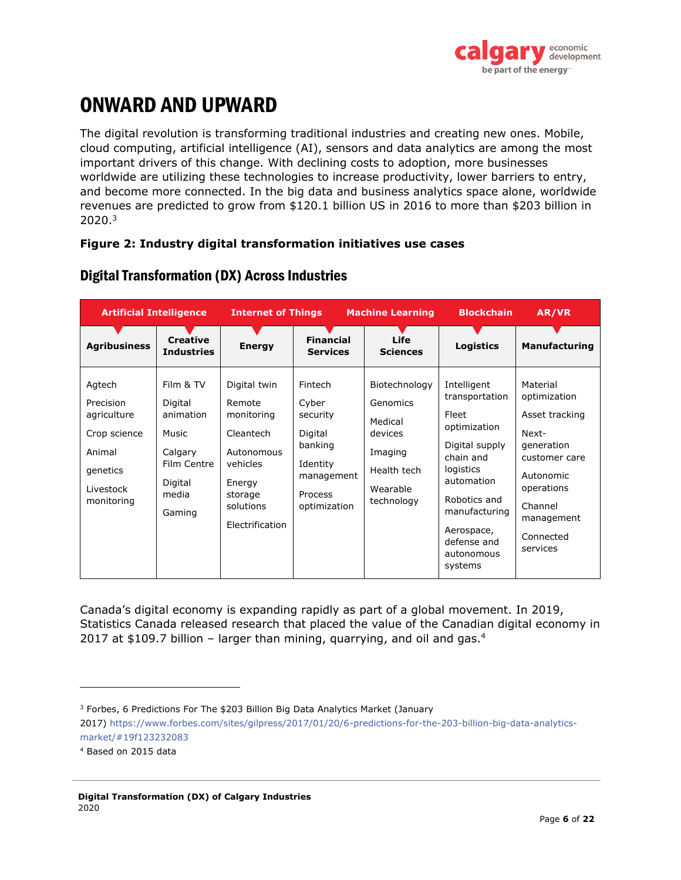# ONWARD AND UPWARD

The digital revolution is transforming traditional industries and creating new ones. Mobile, cloud computing, artificial intelligence (AI), sensors and data analytics are among the most important drivers of this change. With declining costs to adoption, more businesses worldwide are utilizing these technologies to increase productivity, lower barriers to entry, and become more connected. In the big data and business analytics space alone, worldwide revenues are predicted to grow from $120.1 billion US in 2016 to more than $203 billion in 2020.[3]

**Figure 2: Industry digital transformation initiatives use cases**

## Digital Transformation (DX) Across Industries

**Artificial Intelligence | Internet of Things | Machine Learning | Blockchain | AR/VR**

| Agribusiness | Creative Industries | Energy | Financial Services | Life Sciences | Logistics | Manufacturing |
|---|---|---|---|---|---|---|
| Agtech | Film & TV | Digital twin | Fintech | Biotechnology | Intelligent transportation | Material optimization |
| Precision agriculture | Digital animation | Remote monitoring | Cyber security | Genomics | Fleet optimization | Asset tracking |
| Crop science | Music | Cleantech | Digital banking | Medical devices | Digital supply chain and logistics automation | Next-generation customer care |
| Animal genetics | Calgary Film Centre | Autonomous vehicles | Identity management | Imaging | Robotics and manufacturing | Autonomic operations |
| Livestock monitoring | Digital media | Energy storage solutions | Process optimization | Health tech | Aerospace, defense and autonomous systems | Channel management |
| | Gaming | Electrification | | Wearable technology | | Connected services |

Canada's digital economy is expanding rapidly as part of a global movement. In 2019, Statistics Canada released research that placed the value of the Canadian digital economy in 2017 at $109.7 billion – larger than mining, quarrying, and oil and gas.[4]

---

[3] Forbes, 6 Predictions For The $203 Billion Big Data Analytics Market (January 2017) https://www.forbes.com/sites/gilpress/2017/01/20/6-predictions-for-the-203-billion-big-data-analytics-market/#19f123232083

[4] Based on 2015 data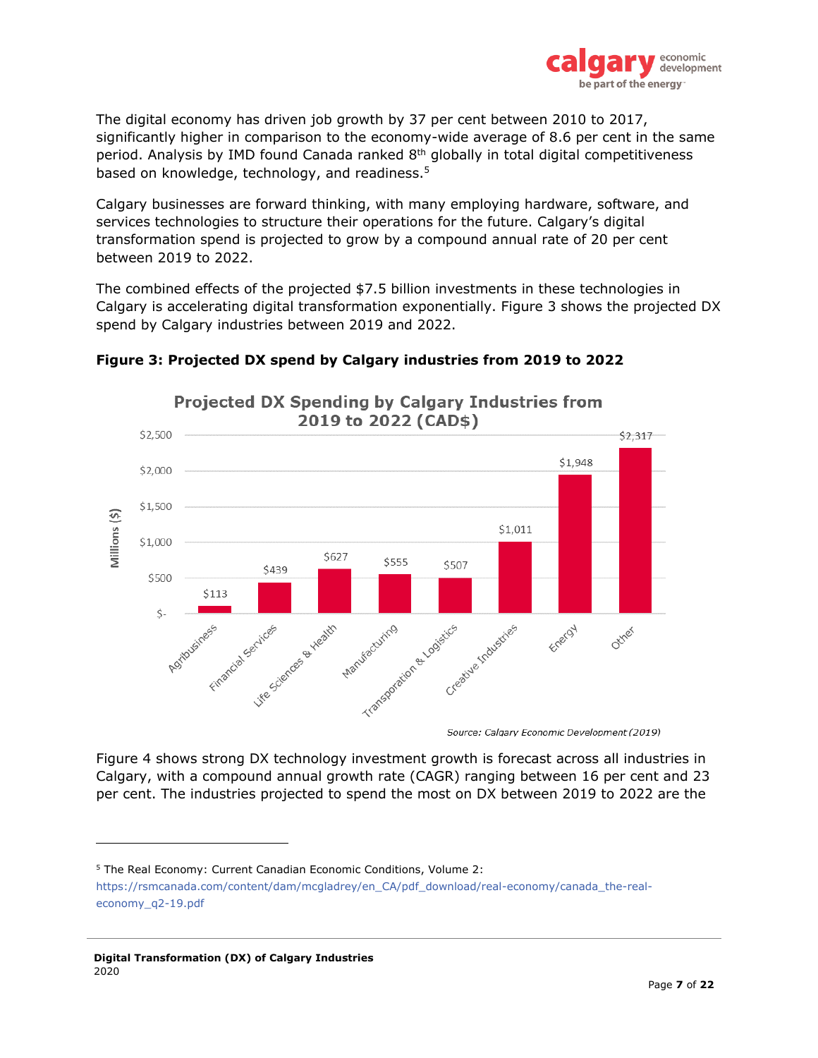The digital economy has driven job growth by 37 per cent between 2010 to 2017, significantly higher in comparison to the economy-wide average of 8.6 per cent in the same period. Analysis by IMD found Canada ranked 8th globally in total digital competitiveness based on knowledge, technology, and readiness.[5]

Calgary businesses are forward thinking, with many employing hardware, software, and services technologies to structure their operations for the future. Calgary's digital transformation spend is projected to grow by a compound annual rate of 20 per cent between 2019 to 2022.

The combined effects of the projected $7.5 billion investments in these technologies in Calgary is accelerating digital transformation exponentially. Figure 3 shows the projected DX spend by Calgary industries between 2019 and 2022.

**Figure 3: Projected DX spend by Calgary industries from 2019 to 2022**

**Projected DX Spending by Calgary Industries from 2019 to 2022 (CAD$)**

| Industry | Millions ($) |
|---|---|
| Agribusiness | $113 |
| Financial Services | $439 |
| Life Sciences & Health | $627 |
| Manufacturing | $555 |
| Transporation & Logistics | $507 |
| Creative Industries | $1,011 |
| Energy | $1,948 |
| Other | $2,317 |

*Source: Calgary Economic Development (2019)*

Figure 4 shows strong DX technology investment growth is forecast across all industries in Calgary, with a compound annual growth rate (CAGR) ranging between 16 per cent and 23 per cent. The industries projected to spend the most on DX between 2019 to 2022 are the

---

[5] The Real Economy: Current Canadian Economic Conditions, Volume 2: https://rsmcanada.com/content/dam/mcgladrey/en_CA/pdf_download/real-economy/canada_the-real-economy_q2-19.pdf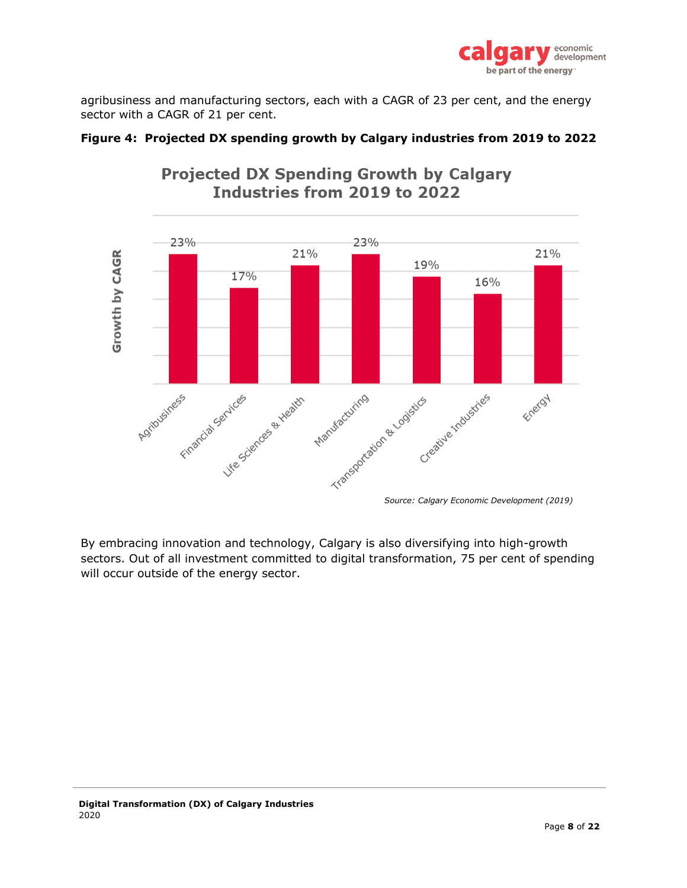agribusiness and manufacturing sectors, each with a CAGR of 23 per cent, and the energy sector with a CAGR of 21 per cent.

**Figure 4: Projected DX spending growth by Calgary industries from 2019 to 2022**

| Industry | Growth by CAGR |
|---|---|
| Agribusiness | 23% |
| Financial Services | 17% |
| Life Sciences & Health | 21% |
| Manufacturing | 23% |
| Transportation & Logistics | 19% |
| Creative Industries | 16% |
| Energy | 21% |

*Source: Calgary Economic Development (2019)*

By embracing innovation and technology, Calgary is also diversifying into high-growth sectors. Out of all investment committed to digital transformation, 75 per cent of spending will occur outside of the energy sector.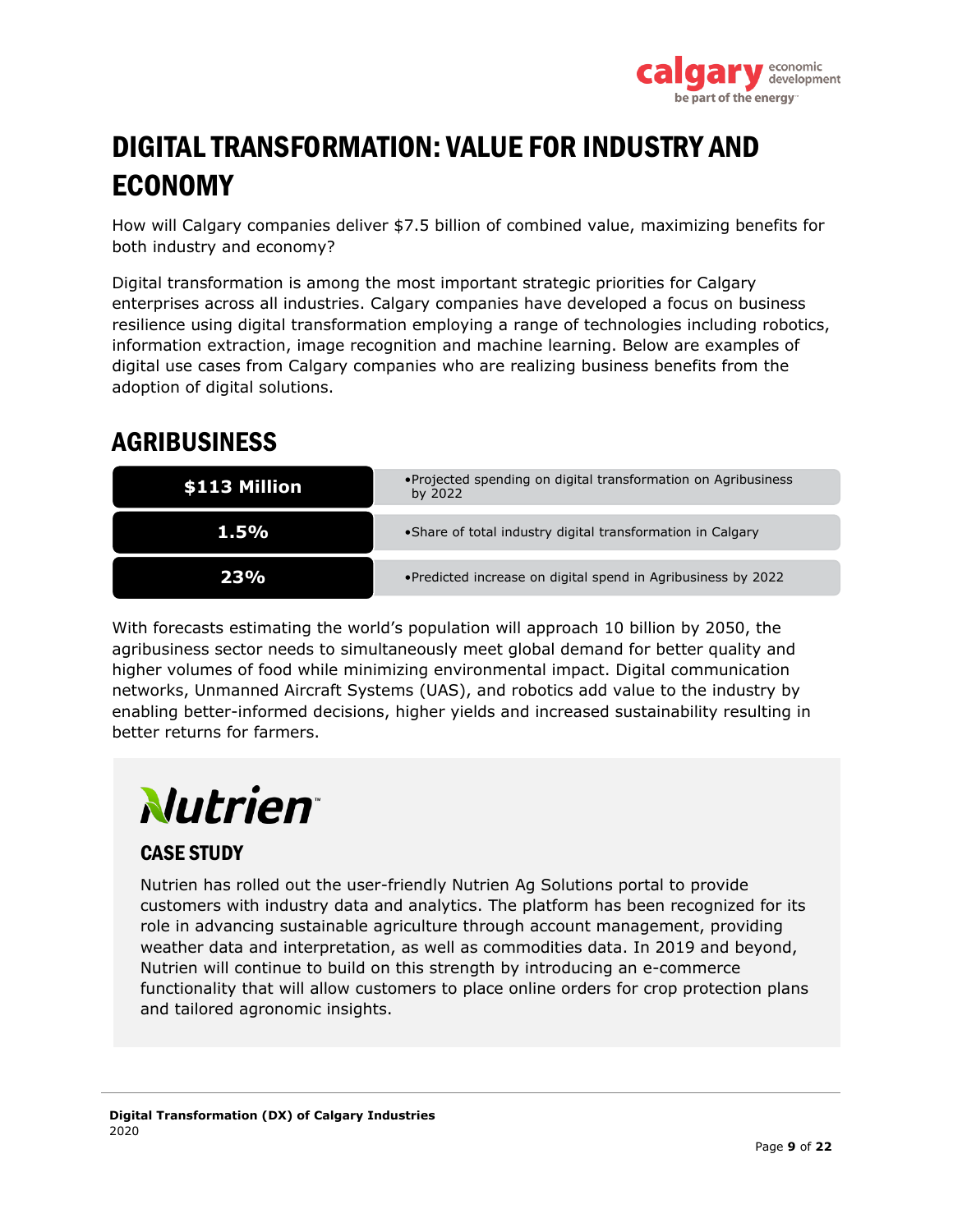# DIGITAL TRANSFORMATION: VALUE FOR INDUSTRY AND ECONOMY

How will Calgary companies deliver $7.5 billion of combined value, maximizing benefits for both industry and economy?

Digital transformation is among the most important strategic priorities for Calgary enterprises across all industries. Calgary companies have developed a focus on business resilience using digital transformation employing a range of technologies including robotics, information extraction, image recognition and machine learning. Below are examples of digital use cases from Calgary companies who are realizing business benefits from the adoption of digital solutions.

## AGRIBUSINESS

| | |
|---|---|
| **$113 Million** | • Projected spending on digital transformation on Agribusiness by 2022 |
| **1.5%** | • Share of total industry digital transformation in Calgary |
| **23%** | • Predicted increase on digital spend in Agribusiness by 2022 |

With forecasts estimating the world's population will approach 10 billion by 2050, the agribusiness sector needs to simultaneously meet global demand for better quality and higher volumes of food while minimizing environmental impact. Digital communication networks, Unmanned Aircraft Systems (UAS), and robotics add value to the industry by enabling better-informed decisions, higher yields and increased sustainability resulting in better returns for farmers.

**Nutrien**

### CASE STUDY

Nutrien has rolled out the user-friendly Nutrien Ag Solutions portal to provide customers with industry data and analytics. The platform has been recognized for its role in advancing sustainable agriculture through account management, providing weather data and interpretation, as well as commodities data. In 2019 and beyond, Nutrien will continue to build on this strength by introducing an e-commerce functionality that will allow customers to place online orders for crop protection plans and tailored agronomic insights.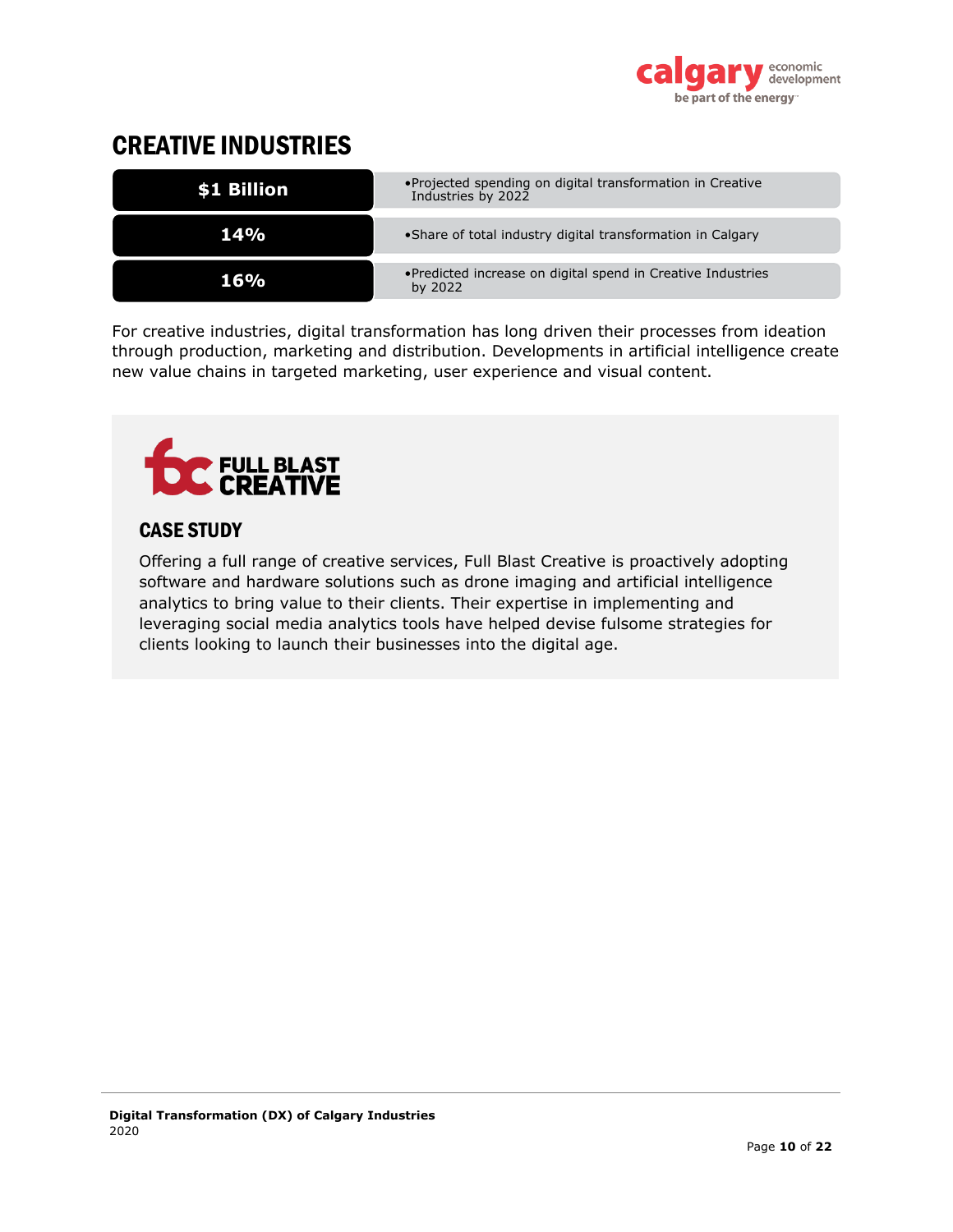# CREATIVE INDUSTRIES

| | |
|---|---|
| **$1 Billion** | • Projected spending on digital transformation in Creative Industries by 2022 |
| **14%** | • Share of total industry digital transformation in Calgary |
| **16%** | • Predicted increase on digital spend in Creative Industries by 2022 |

For creative industries, digital transformation has long driven their processes from ideation through production, marketing and distribution. Developments in artificial intelligence create new value chains in targeted marketing, user experience and visual content.

FULL BLAST CREATIVE

## CASE STUDY

Offering a full range of creative services, Full Blast Creative is proactively adopting software and hardware solutions such as drone imaging and artificial intelligence analytics to bring value to their clients. Their expertise in implementing and leveraging social media analytics tools have helped devise fulsome strategies for clients looking to launch their businesses into the digital age.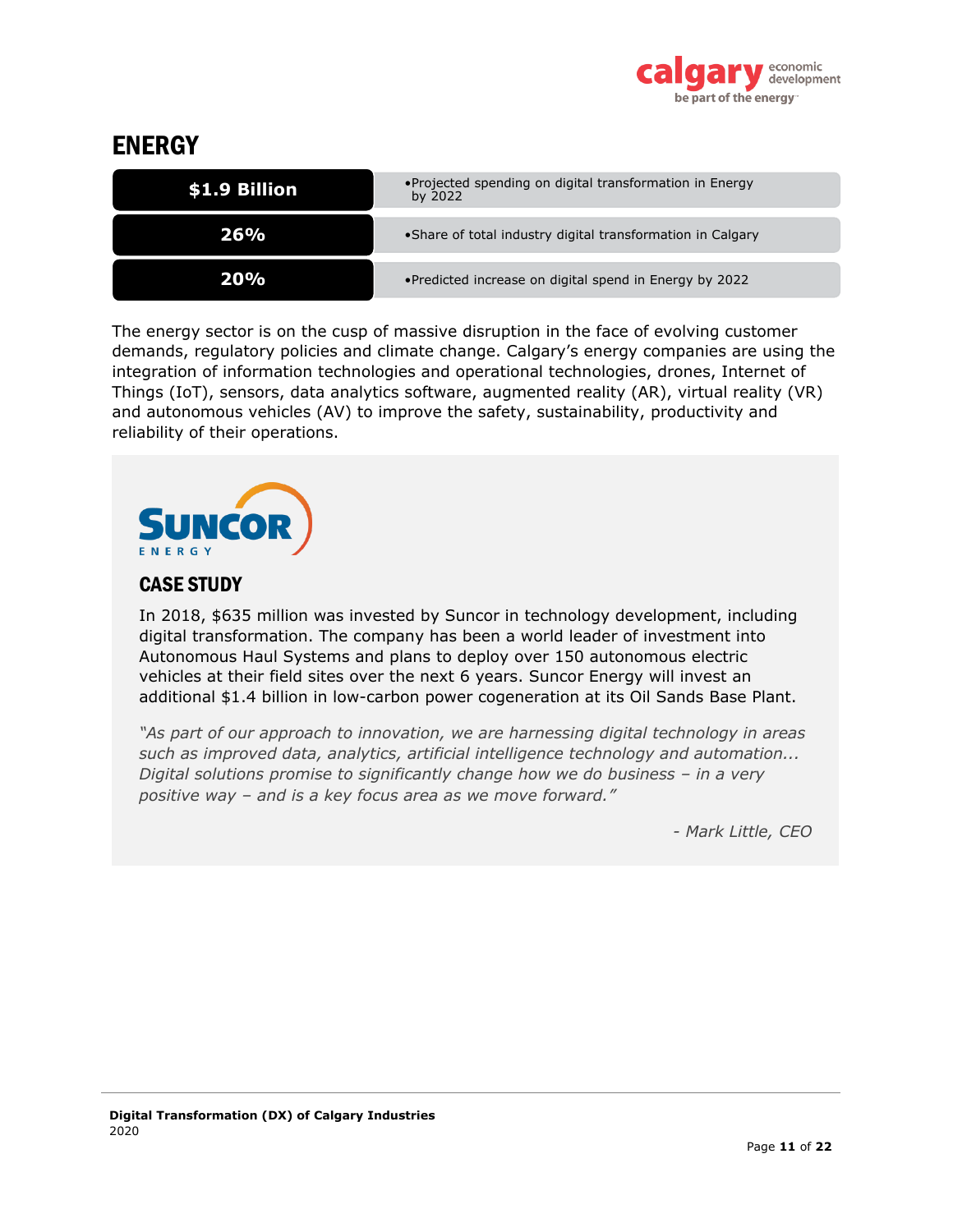# ENERGY

| | |
|---|---|
| **$1.9 Billion** | • Projected spending on digital transformation in Energy by 2022 |
| **26%** | • Share of total industry digital transformation in Calgary |
| **20%** | • Predicted increase on digital spend in Energy by 2022 |

The energy sector is on the cusp of massive disruption in the face of evolving customer demands, regulatory policies and climate change. Calgary's energy companies are using the integration of information technologies and operational technologies, drones, Internet of Things (IoT), sensors, data analytics software, augmented reality (AR), virtual reality (VR) and autonomous vehicles (AV) to improve the safety, sustainability, productivity and reliability of their operations.

SUNCOR ENERGY

## CASE STUDY

In 2018, $635 million was invested by Suncor in technology development, including digital transformation. The company has been a world leader of investment into Autonomous Haul Systems and plans to deploy over 150 autonomous electric vehicles at their field sites over the next 6 years. Suncor Energy will invest an additional $1.4 billion in low-carbon power cogeneration at its Oil Sands Base Plant.

*"As part of our approach to innovation, we are harnessing digital technology in areas such as improved data, analytics, artificial intelligence technology and automation... Digital solutions promise to significantly change how we do business – in a very positive way – and is a key focus area as we move forward."*

*- Mark Little, CEO*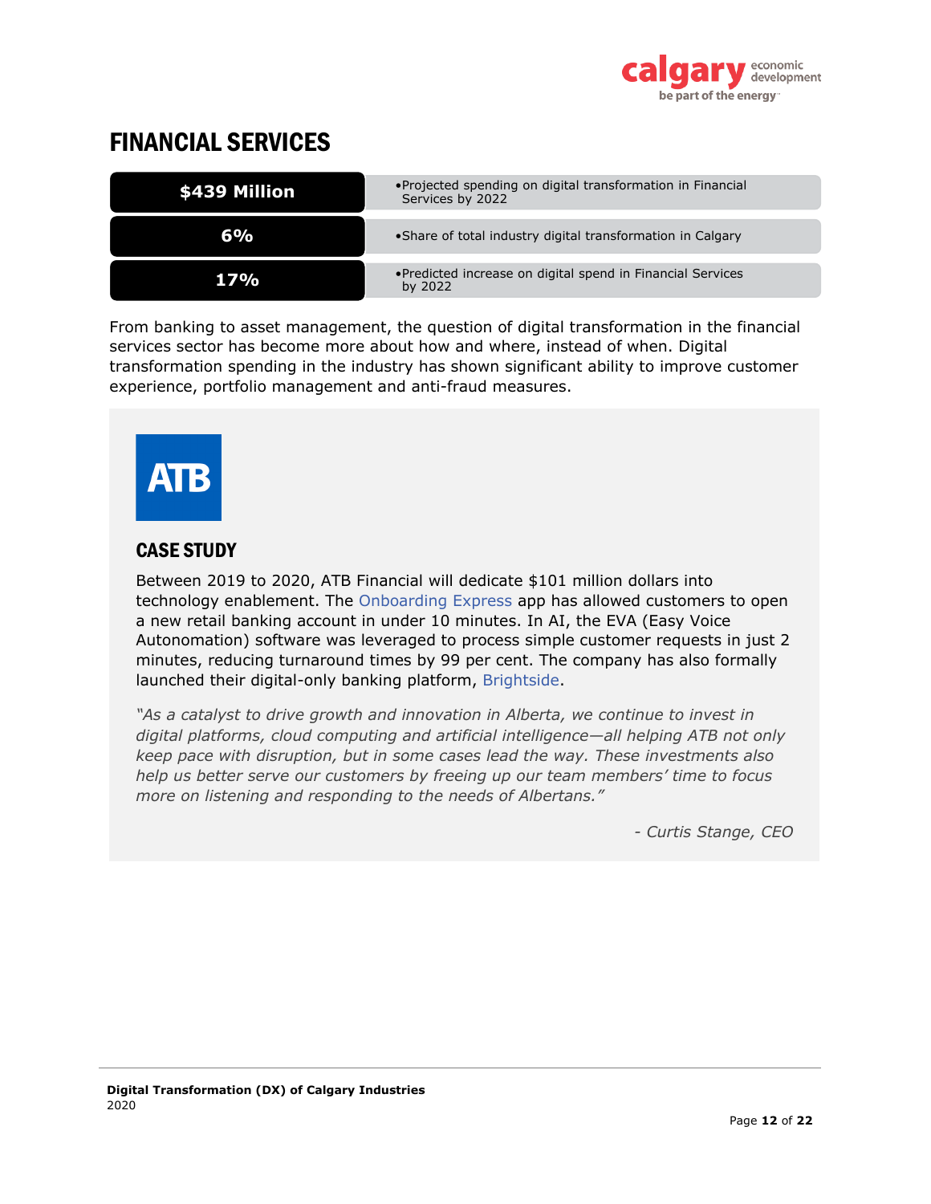# FINANCIAL SERVICES

| | |
|---|---|
| **$439 Million** | • Projected spending on digital transformation in Financial Services by 2022 |
| **6%** | • Share of total industry digital transformation in Calgary |
| **17%** | • Predicted increase on digital spend in Financial Services by 2022 |

From banking to asset management, the question of digital transformation in the financial services sector has become more about how and where, instead of when. Digital transformation spending in the industry has shown significant ability to improve customer experience, portfolio management and anti-fraud measures.

ATB

## CASE STUDY

Between 2019 to 2020, ATB Financial will dedicate $101 million dollars into technology enablement. The Onboarding Express app has allowed customers to open a new retail banking account in under 10 minutes. In AI, the EVA (Easy Voice Autonomation) software was leveraged to process simple customer requests in just 2 minutes, reducing turnaround times by 99 per cent. The company has also formally launched their digital-only banking platform, Brightside.

*"As a catalyst to drive growth and innovation in Alberta, we continue to invest in digital platforms, cloud computing and artificial intelligence—all helping ATB not only keep pace with disruption, but in some cases lead the way. These investments also help us better serve our customers by freeing up our team members' time to focus more on listening and responding to the needs of Albertans."*

*- Curtis Stange, CEO*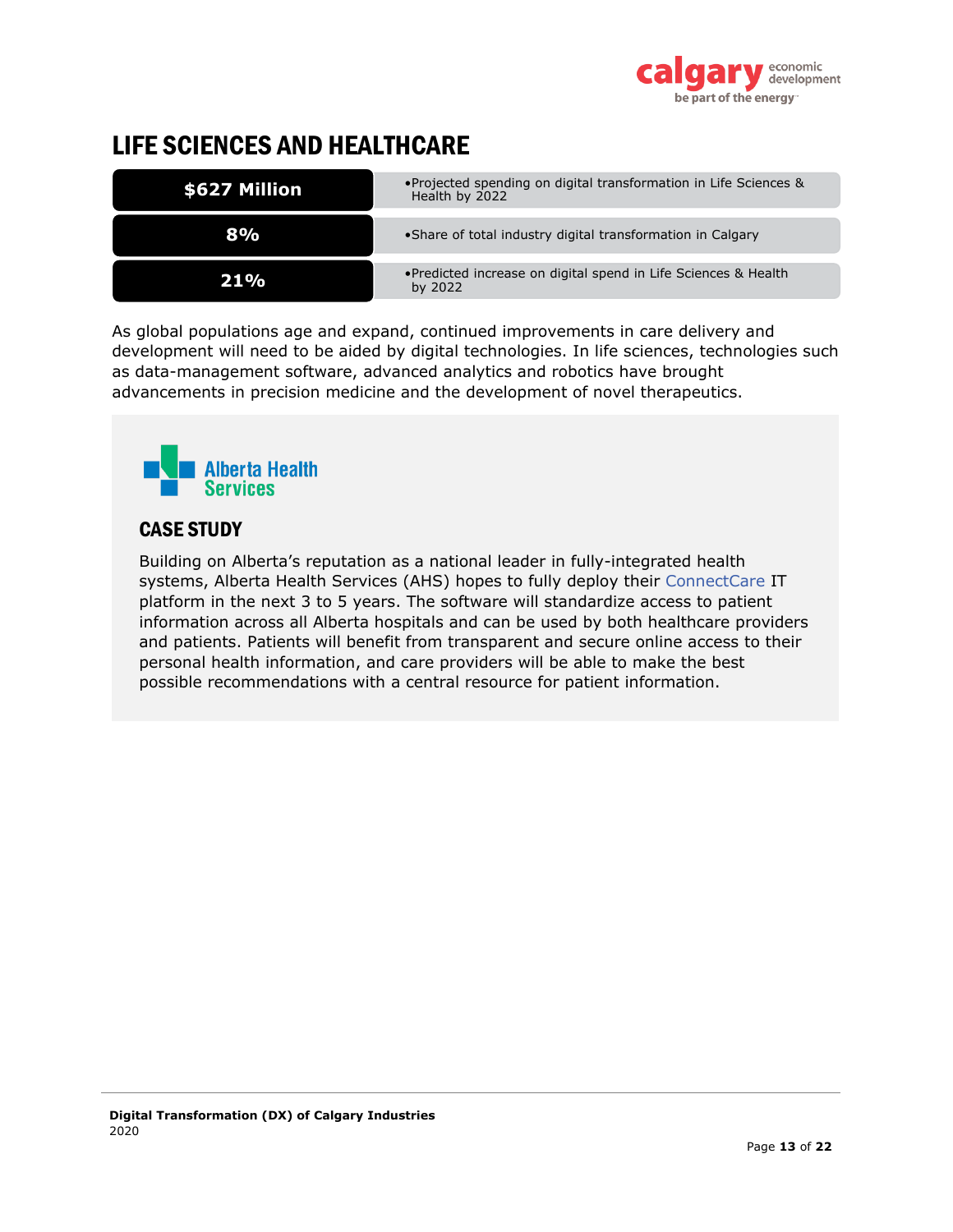# LIFE SCIENCES AND HEALTHCARE

| | |
|---|---|
| **$627 Million** | Projected spending on digital transformation in Life Sciences & Health by 2022 |
| **8%** | Share of total industry digital transformation in Calgary |
| **21%** | Predicted increase on digital spend in Life Sciences & Health by 2022 |

As global populations age and expand, continued improvements in care delivery and development will need to be aided by digital technologies. In life sciences, technologies such as data-management software, advanced analytics and robotics have brought advancements in precision medicine and the development of novel therapeutics.

Alberta Health Services

## CASE STUDY

Building on Alberta's reputation as a national leader in fully-integrated health systems, Alberta Health Services (AHS) hopes to fully deploy their ConnectCare IT platform in the next 3 to 5 years. The software will standardize access to patient information across all Alberta hospitals and can be used by both healthcare providers and patients. Patients will benefit from transparent and secure online access to their personal health information, and care providers will be able to make the best possible recommendations with a central resource for patient information.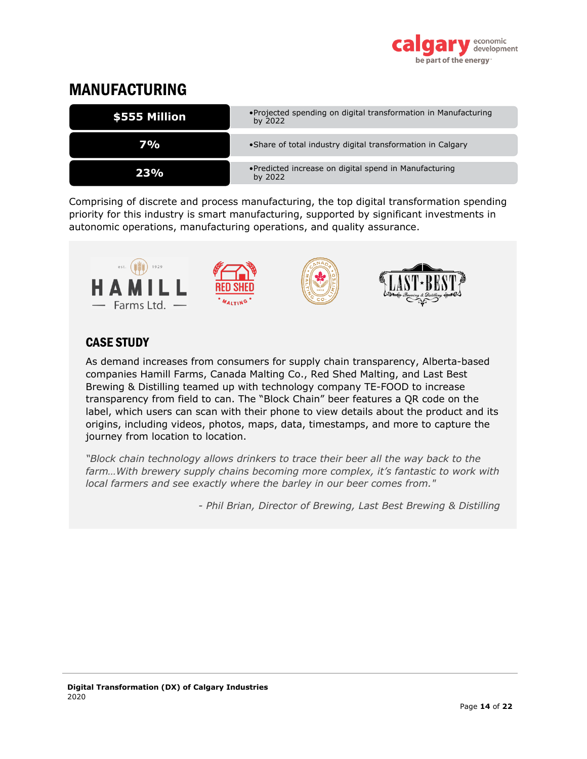# MANUFACTURING

| | |
|---|---|
| **$555 Million** | • Projected spending on digital transformation in Manufacturing by 2022 |
| **7%** | • Share of total industry digital transformation in Calgary |
| **23%** | • Predicted increase on digital spend in Manufacturing by 2022 |

Comprising of discrete and process manufacturing, the top digital transformation spending priority for this industry is smart manufacturing, supported by significant investments in autonomic operations, manufacturing operations, and quality assurance.

## CASE STUDY

As demand increases from consumers for supply chain transparency, Alberta-based companies Hamill Farms, Canada Malting Co., Red Shed Malting, and Last Best Brewing & Distilling teamed up with technology company TE-FOOD to increase transparency from field to can. The "Block Chain" beer features a QR code on the label, which users can scan with their phone to view details about the product and its origins, including videos, photos, maps, data, timestamps, and more to capture the journey from location to location.

*"Block chain technology allows drinkers to trace their beer all the way back to the farm…With brewery supply chains becoming more complex, it's fantastic to work with local farmers and see exactly where the barley in our beer comes from."*

*- Phil Brian, Director of Brewing, Last Best Brewing & Distilling*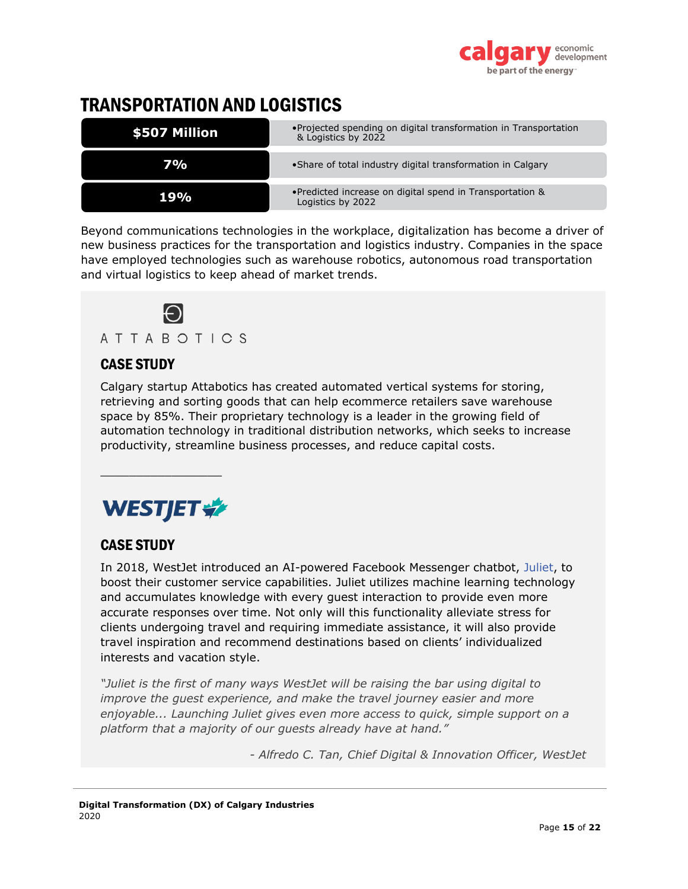# TRANSPORTATION AND LOGISTICS

| | |
|---|---|
| **$507 Million** | •Projected spending on digital transformation in Transportation & Logistics by 2022 |
| **7%** | •Share of total industry digital transformation in Calgary |
| **19%** | •Predicted increase on digital spend in Transportation & Logistics by 2022 |

Beyond communications technologies in the workplace, digitalization has become a driver of new business practices for the transportation and logistics industry. Companies in the space have employed technologies such as warehouse robotics, autonomous road transportation and virtual logistics to keep ahead of market trends.

ATTABOTICS

## CASE STUDY

Calgary startup Attabotics has created automated vertical systems for storing, retrieving and sorting goods that can help ecommerce retailers save warehouse space by 85%. Their proprietary technology is a leader in the growing field of automation technology in traditional distribution networks, which seeks to increase productivity, streamline business processes, and reduce capital costs.

---

WESTJET

## CASE STUDY

In 2018, WestJet introduced an AI-powered Facebook Messenger chatbot, Juliet, to boost their customer service capabilities. Juliet utilizes machine learning technology and accumulates knowledge with every guest interaction to provide even more accurate responses over time. Not only will this functionality alleviate stress for clients undergoing travel and requiring immediate assistance, it will also provide travel inspiration and recommend destinations based on clients' individualized interests and vacation style.

*"Juliet is the first of many ways WestJet will be raising the bar using digital to improve the guest experience, and make the travel journey easier and more enjoyable... Launching Juliet gives even more access to quick, simple support on a platform that a majority of our guests already have at hand."*

*- Alfredo C. Tan, Chief Digital & Innovation Officer, WestJet*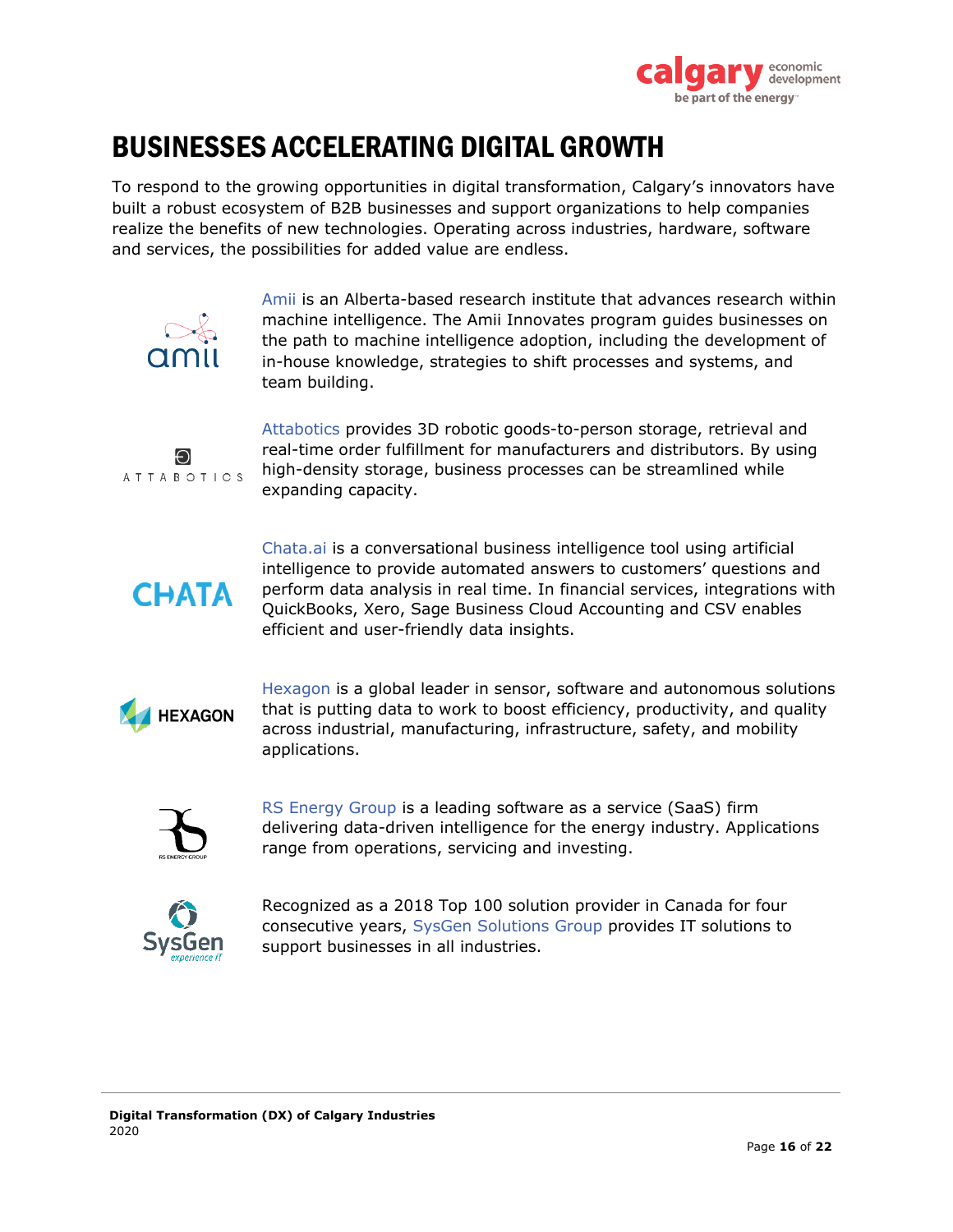# BUSINESSES ACCELERATING DIGITAL GROWTH

To respond to the growing opportunities in digital transformation, Calgary's innovators have built a robust ecosystem of B2B businesses and support organizations to help companies realize the benefits of new technologies. Operating across industries, hardware, software and services, the possibilities for added value are endless.

Amii is an Alberta-based research institute that advances research within machine intelligence. The Amii Innovates program guides businesses on the path to machine intelligence adoption, including the development of in-house knowledge, strategies to shift processes and systems, and team building.

Attabotics provides 3D robotic goods-to-person storage, retrieval and real-time order fulfillment for manufacturers and distributors. By using high-density storage, business processes can be streamlined while expanding capacity.

Chata.ai is a conversational business intelligence tool using artificial intelligence to provide automated answers to customers' questions and perform data analysis in real time. In financial services, integrations with QuickBooks, Xero, Sage Business Cloud Accounting and CSV enables efficient and user-friendly data insights.

Hexagon is a global leader in sensor, software and autonomous solutions that is putting data to work to boost efficiency, productivity, and quality across industrial, manufacturing, infrastructure, safety, and mobility applications.

RS Energy Group is a leading software as a service (SaaS) firm delivering data-driven intelligence for the energy industry. Applications range from operations, servicing and investing.

Recognized as a 2018 Top 100 solution provider in Canada for four consecutive years, SysGen Solutions Group provides IT solutions to support businesses in all industries.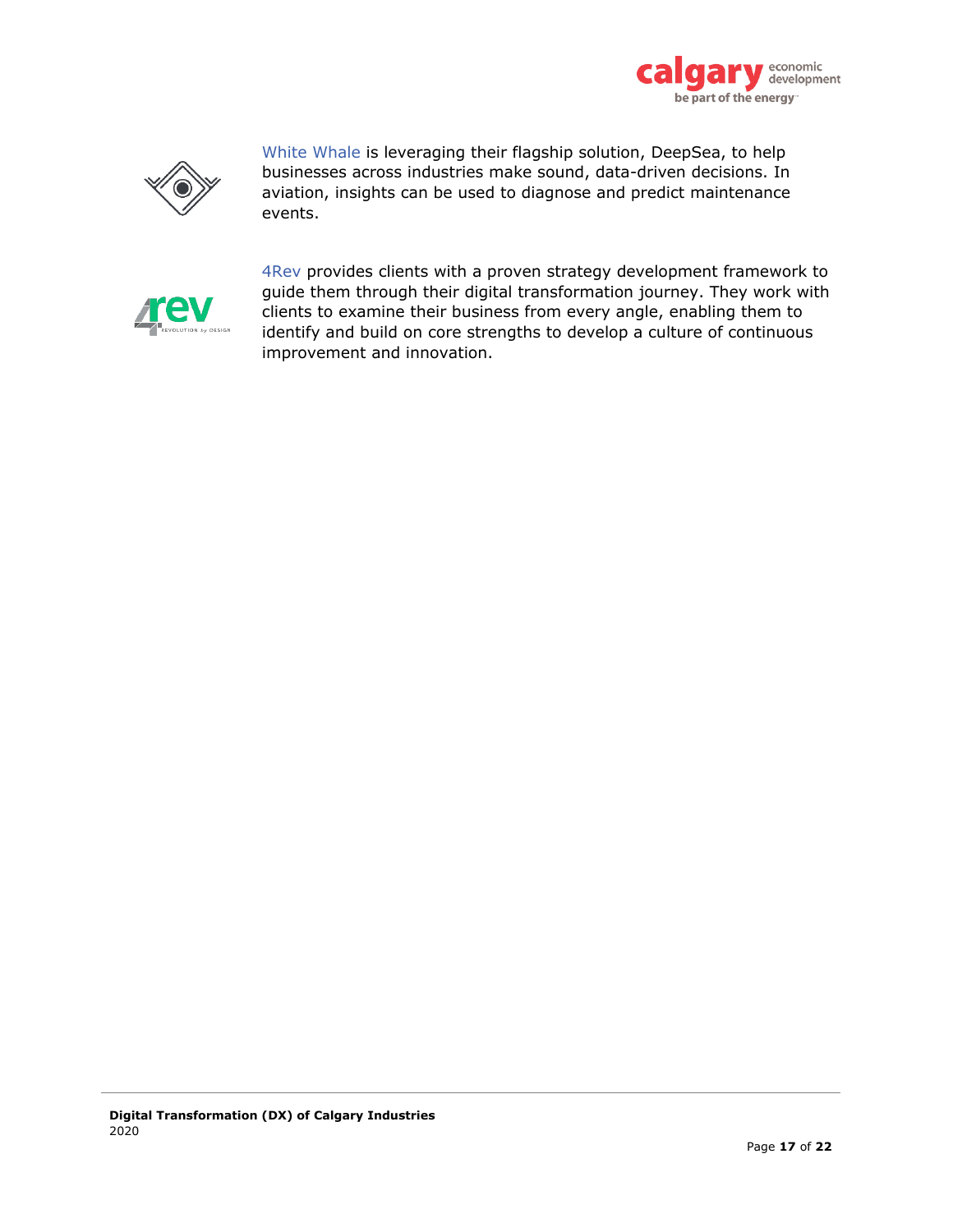White Whale is leveraging their flagship solution, DeepSea, to help businesses across industries make sound, data-driven decisions. In aviation, insights can be used to diagnose and predict maintenance events.

4Rev provides clients with a proven strategy development framework to guide them through their digital transformation journey. They work with clients to examine their business from every angle, enabling them to identify and build on core strengths to develop a culture of continuous improvement and innovation.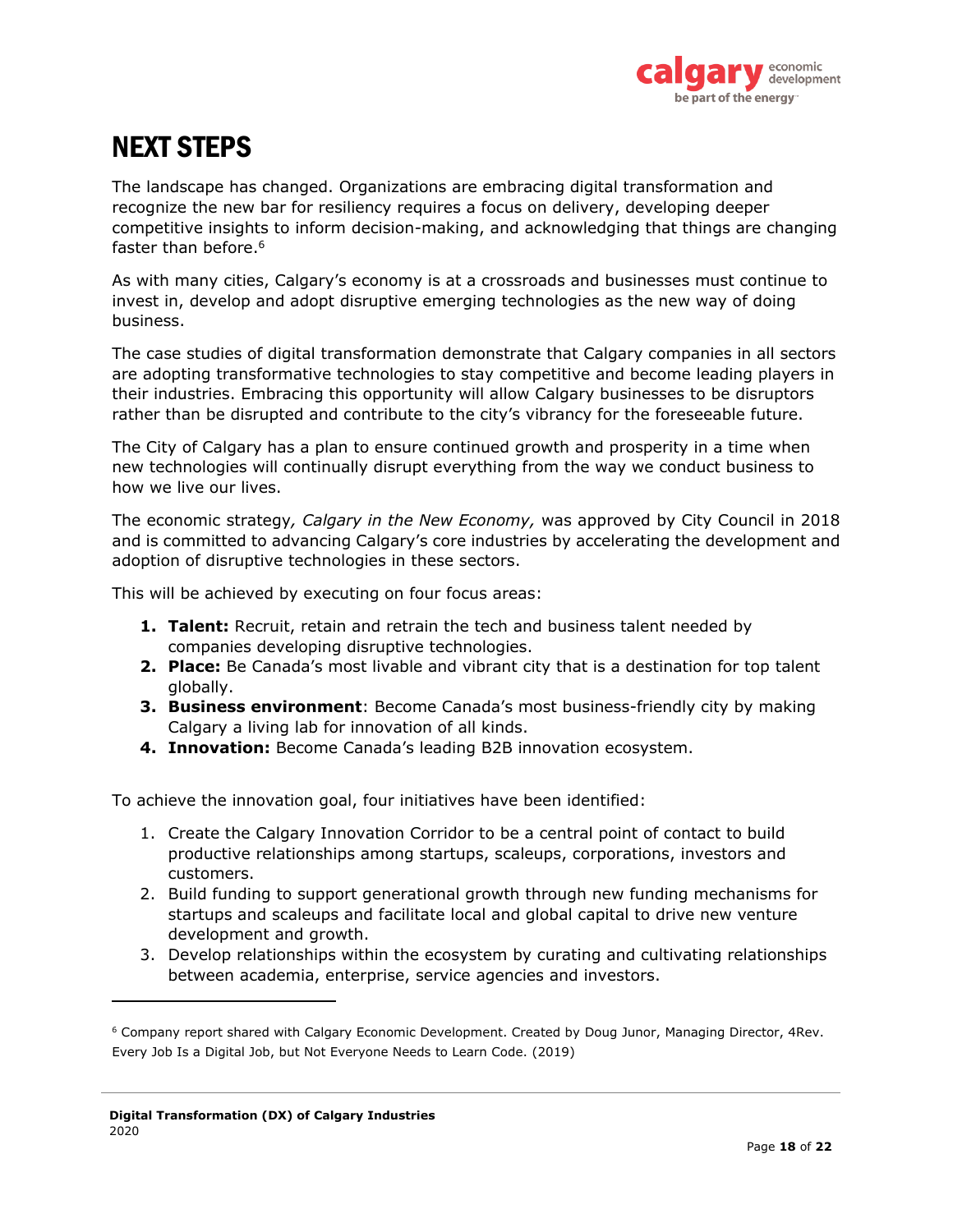# NEXT STEPS

The landscape has changed. Organizations are embracing digital transformation and recognize the new bar for resiliency requires a focus on delivery, developing deeper competitive insights to inform decision-making, and acknowledging that things are changing faster than before.[6]

As with many cities, Calgary's economy is at a crossroads and businesses must continue to invest in, develop and adopt disruptive emerging technologies as the new way of doing business.

The case studies of digital transformation demonstrate that Calgary companies in all sectors are adopting transformative technologies to stay competitive and become leading players in their industries. Embracing this opportunity will allow Calgary businesses to be disruptors rather than be disrupted and contribute to the city's vibrancy for the foreseeable future.

The City of Calgary has a plan to ensure continued growth and prosperity in a time when new technologies will continually disrupt everything from the way we conduct business to how we live our lives.

The economic strategy*, Calgary in the New Economy,* was approved by City Council in 2018 and is committed to advancing Calgary's core industries by accelerating the development and adoption of disruptive technologies in these sectors.

This will be achieved by executing on four focus areas:

1. **Talent:** Recruit, retain and retrain the tech and business talent needed by companies developing disruptive technologies.
2. **Place:** Be Canada's most livable and vibrant city that is a destination for top talent globally.
3. **Business environment**: Become Canada's most business-friendly city by making Calgary a living lab for innovation of all kinds.
4. **Innovation:** Become Canada's leading B2B innovation ecosystem.

To achieve the innovation goal, four initiatives have been identified:

1. Create the Calgary Innovation Corridor to be a central point of contact to build productive relationships among startups, scaleups, corporations, investors and customers.
2. Build funding to support generational growth through new funding mechanisms for startups and scaleups and facilitate local and global capital to drive new venture development and growth.
3. Develop relationships within the ecosystem by curating and cultivating relationships between academia, enterprise, service agencies and investors.

---

[6] Company report shared with Calgary Economic Development. Created by Doug Junor, Managing Director, 4Rev. Every Job Is a Digital Job, but Not Everyone Needs to Learn Code. (2019)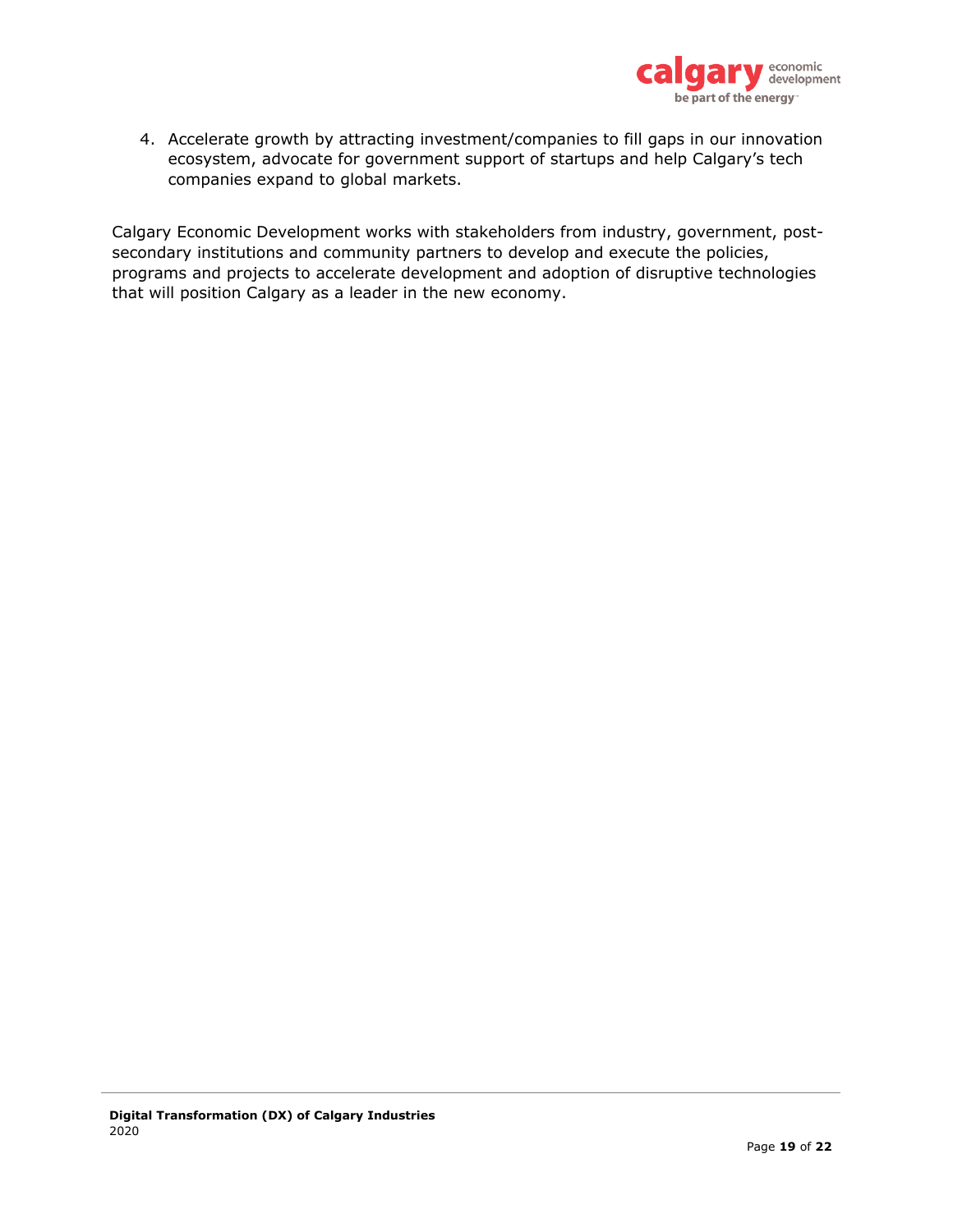4. Accelerate growth by attracting investment/companies to fill gaps in our innovation ecosystem, advocate for government support of startups and help Calgary's tech companies expand to global markets.

Calgary Economic Development works with stakeholders from industry, government, post-secondary institutions and community partners to develop and execute the policies, programs and projects to accelerate development and adoption of disruptive technologies that will position Calgary as a leader in the new economy.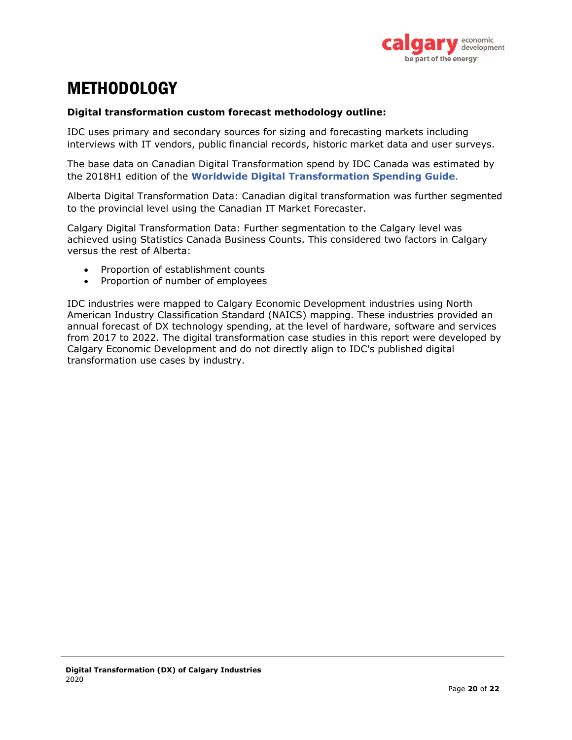# METHODOLOGY

**Digital transformation custom forecast methodology outline:**

IDC uses primary and secondary sources for sizing and forecasting markets including interviews with IT vendors, public financial records, historic market data and user surveys.

The base data on Canadian Digital Transformation spend by IDC Canada was estimated by the 2018H1 edition of the **Worldwide Digital Transformation Spending Guide**.

Alberta Digital Transformation Data: Canadian digital transformation was further segmented to the provincial level using the Canadian IT Market Forecaster.

Calgary Digital Transformation Data: Further segmentation to the Calgary level was achieved using Statistics Canada Business Counts. This considered two factors in Calgary versus the rest of Alberta:

- Proportion of establishment counts
- Proportion of number of employees

IDC industries were mapped to Calgary Economic Development industries using North American Industry Classification Standard (NAICS) mapping. These industries provided an annual forecast of DX technology spending, at the level of hardware, software and services from 2017 to 2022. The digital transformation case studies in this report were developed by Calgary Economic Development and do not directly align to IDC's published digital transformation use cases by industry.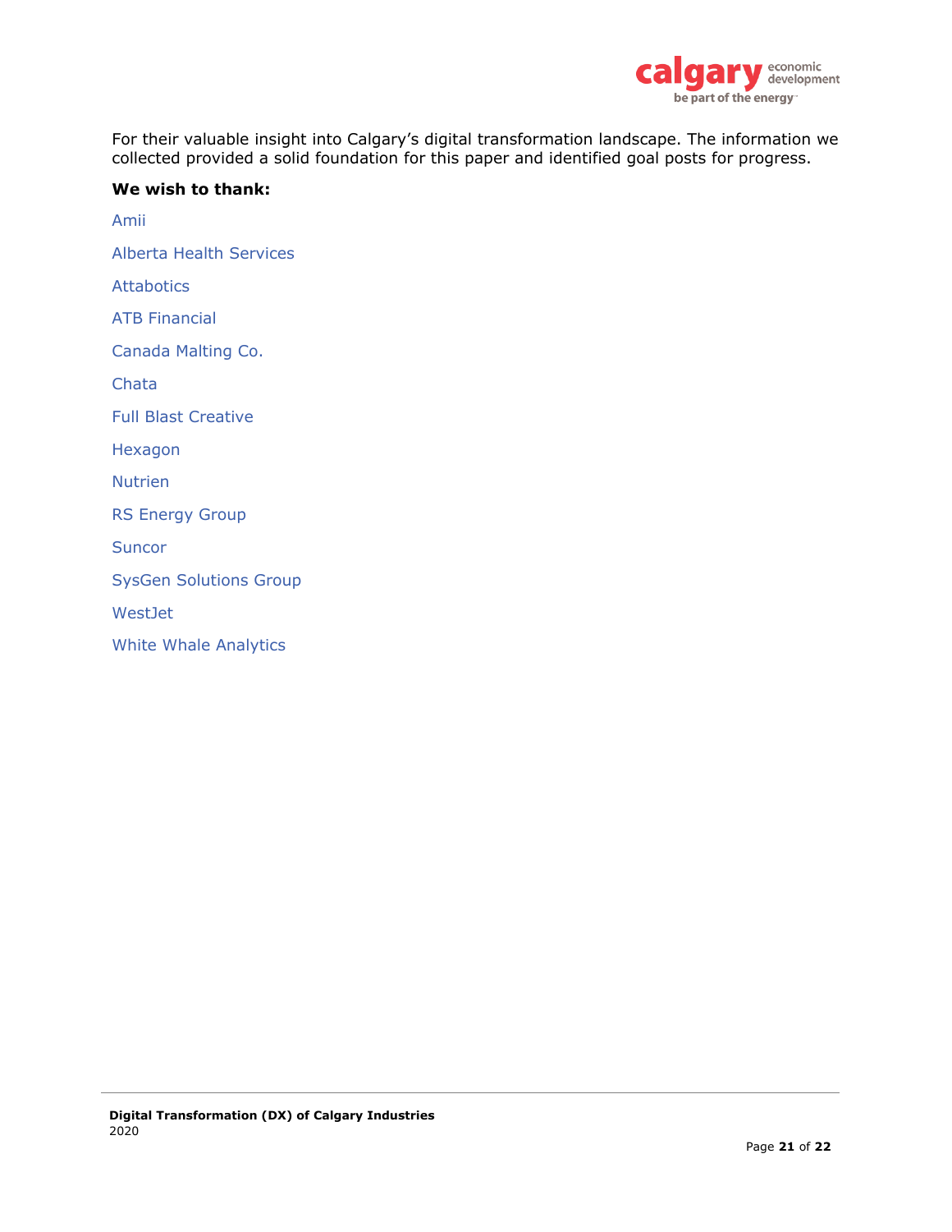For their valuable insight into Calgary's digital transformation landscape. The information we collected provided a solid foundation for this paper and identified goal posts for progress.

**We wish to thank:**

Amii

Alberta Health Services

Attabotics

ATB Financial

Canada Malting Co.

Chata

Full Blast Creative

Hexagon

Nutrien

RS Energy Group

Suncor

SysGen Solutions Group

WestJet

White Whale Analytics